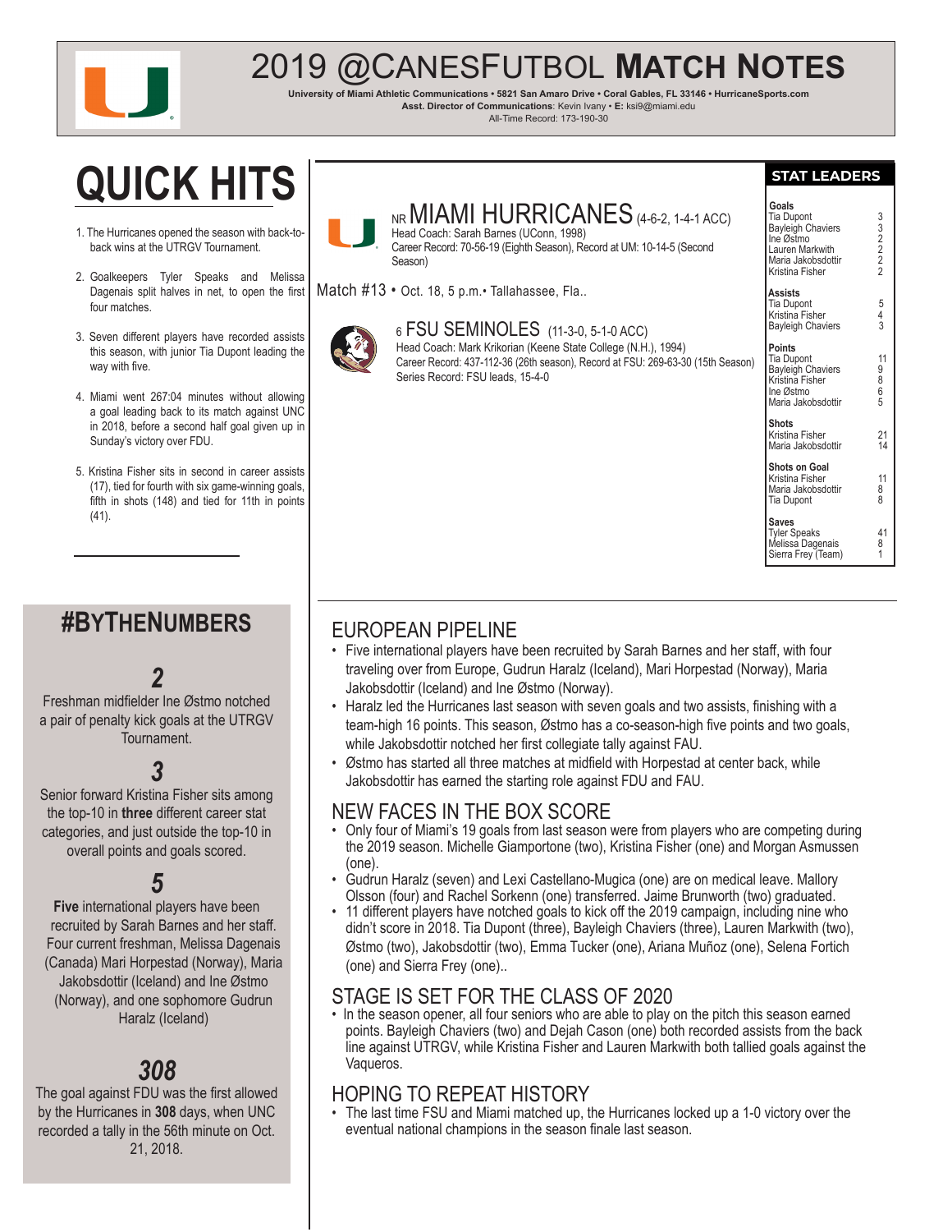# 2019 @CANESFUTBOL MATCH NOTES

**University of Miami Athletic Communications • 5821 San Amaro Drive • Coral Gables, FL 33146 • HurricaneSports.com**
**Asst. Director of Communications**: Kevin Ivany • **E:** ksi9@miami.edu
All-Time Record: 173-190-30

## QUICK HITS

1. The Hurricanes opened the season with back-to-back wins at the UTRGV Tournament.
2. Goalkeepers Tyler Speaks and Melissa Dagenais split halves in net, to open the first four matches.
3. Seven different players have recorded assists this season, with junior Tia Dupont leading the way with five.
4. Miami went 267:04 minutes without allowing a goal leading back to its match against UNC in 2018, before a second half goal given up in Sunday's victory over FDU.
5. Kristina Fisher sits in second in career assists (17), tied for fourth with six game-winning goals, fifth in shots (148) and tied for 11th in points (41).

### NR MIAMI HURRICANES (4-6-2, 1-4-1 ACC)

Head Coach: Sarah Barnes (UConn, 1998)
Career Record: 70-56-19 (Eighth Season), Record at UM: 10-14-5 (Second Season)

Match #13 • Oct. 18, 5 p.m.• Tallahassee, Fla..

### 6 FSU SEMINOLES (11-3-0, 5-1-0 ACC)

Head Coach: Mark Krikorian (Keene State College (N.H.), 1994)
Career Record: 437-112-36 (26th season), Record at FSU: 269-63-30 (15th Season)
Series Record: FSU leads, 15-4-0

## STAT LEADERS

| | |
|---|---|
| **Goals** | |
| Tia Dupont | 3 |
| Bayleigh Chaviers | 3 |
| Ine Østmo | 2 |
| Lauren Markwith | 2 |
| Maria Jakobsdottir | 2 |
| Kristina Fisher | 2 |
| **Assists** | |
| Tia Dupont | 5 |
| Kristina Fisher | 4 |
| Bayleigh Chaviers | 3 |
| **Points** | |
| Tia Dupont | 11 |
| Bayleigh Chaviers | 9 |
| Kristina Fisher | 8 |
| Ine Østmo | 6 |
| Maria Jakobsdottir | 5 |
| **Shots** | |
| Kristina Fisher | 21 |
| Maria Jakobsdottir | 14 |
| **Shots on Goal** | |
| Kristina Fisher | 11 |
| Maria Jakobsdottir | 8 |
| Tia Dupont | 8 |
| **Saves** | |
| Tyler Speaks | 41 |
| Melissa Dagenais | 8 |
| Sierra Frey (Team) | 1 |

## #BYTHENUMBERS

***2***

Freshman midfielder Ine Østmo notched a pair of penalty kick goals at the UTRGV Tournament.

***3***

Senior forward Kristina Fisher sits among the top-10 in **three** different career stat categories, and just outside the top-10 in overall points and goals scored.

***5***

**Five** international players have been recruited by Sarah Barnes and her staff. Four current freshman, Melissa Dagenais (Canada) Mari Horpestad (Norway), Maria Jakobsdottir (Iceland) and Ine Østmo (Norway), and one sophomore Gudrun Haralz (Iceland)

***308***

The goal against FDU was the first allowed by the Hurricanes in **308** days, when UNC recorded a tally in the 56th minute on Oct. 21, 2018.

## EUROPEAN PIPELINE

- Five international players have been recruited by Sarah Barnes and her staff, with four traveling over from Europe, Gudrun Haralz (Iceland), Mari Horpestad (Norway), Maria Jakobsdottir (Iceland) and Ine Østmo (Norway).
- Haralz led the Hurricanes last season with seven goals and two assists, finishing with a team-high 16 points. This season, Østmo has a co-season-high five points and two goals, while Jakobsdottir notched her first collegiate tally against FAU.
- Østmo has started all three matches at midfield with Horpestad at center back, while Jakobsdottir has earned the starting role against FDU and FAU.

## NEW FACES IN THE BOX SCORE

- Only four of Miami's 19 goals from last season were from players who are competing during the 2019 season. Michelle Giamportone (two), Kristina Fisher (one) and Morgan Asmussen (one).
- Gudrun Haralz (seven) and Lexi Castellano-Mugica (one) are on medical leave. Mallory Olsson (four) and Rachel Sorkenn (one) transferred. Jaime Brunworth (two) graduated.
- 11 different players have notched goals to kick off the 2019 campaign, including nine who didn't score in 2018. Tia Dupont (three), Bayleigh Chaviers (three), Lauren Markwith (two), Østmo (two), Jakobsdottir (two), Emma Tucker (one), Ariana Muñoz (one), Selena Fortich (one) and Sierra Frey (one)..

## STAGE IS SET FOR THE CLASS OF 2020

- In the season opener, all four seniors who are able to play on the pitch this season earned points. Bayleigh Chaviers (two) and Dejah Cason (one) both recorded assists from the back line against UTRGV, while Kristina Fisher and Lauren Markwith both tallied goals against the Vaqueros.

## HOPING TO REPEAT HISTORY

- The last time FSU and Miami matched up, the Hurricanes locked up a 1-0 victory over the eventual national champions in the season finale last season.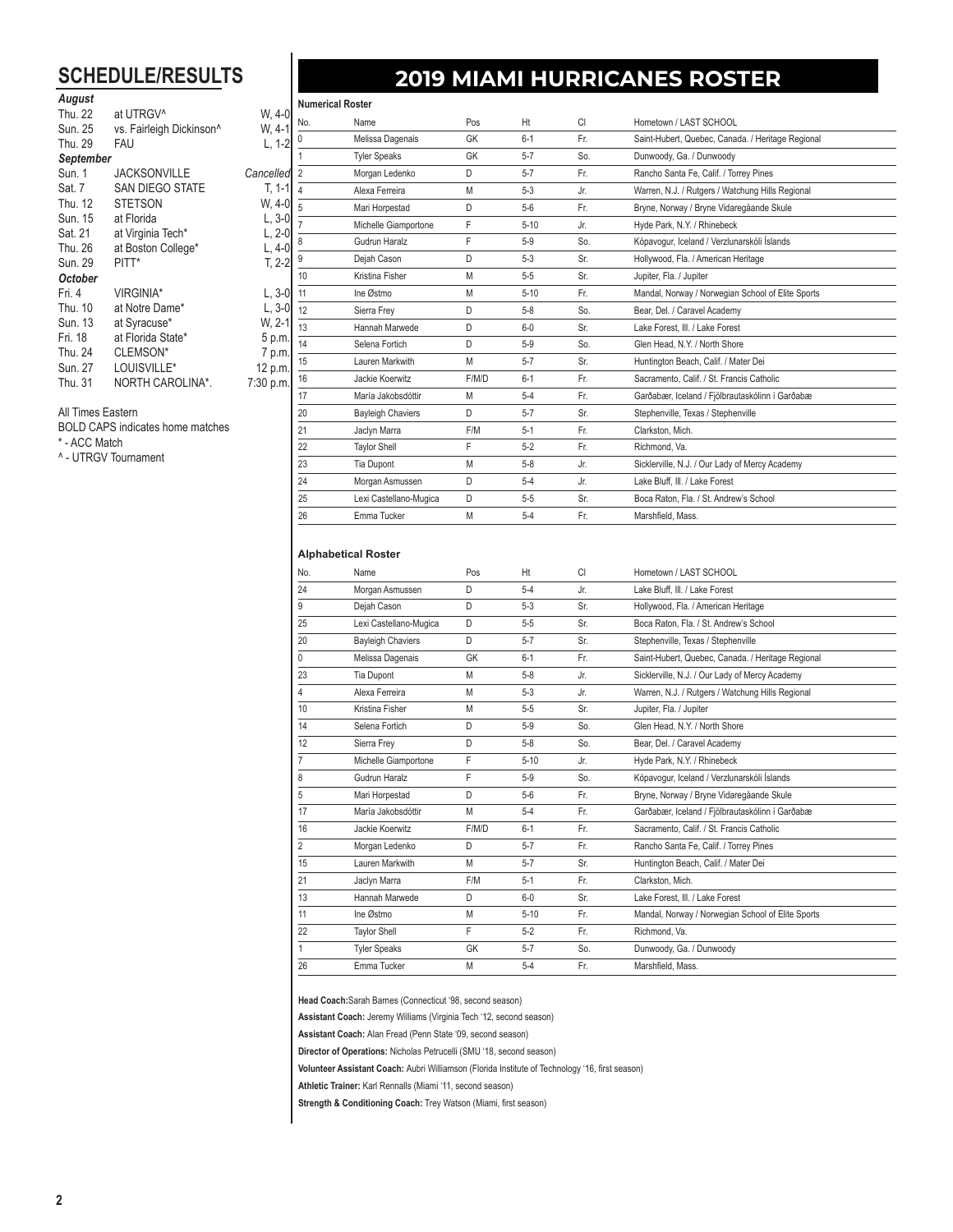## SCHEDULE/RESULTS

| | | |
|---|---|---|
| ***August*** | | |
| Thu. 22 | at UTRGV^ | W, 4-0 |
| Sun. 25 | vs. Fairleigh Dickinson^ | W, 4-1 |
| Thu. 29 | FAU | L, 1-2 |
| ***September*** | | |
| Sun. 1 | JACKSONVILLE | *Cancelled* |
| Sat. 7 | SAN DIEGO STATE | T, 1-1 |
| Thu. 12 | STETSON | W, 4-0 |
| Sun. 15 | at Florida | L, 3-0 |
| Sat. 21 | at Virginia Tech* | L, 2-0 |
| Thu. 26 | at Boston College* | L, 4-0 |
| Sun. 29 | PITT* | T, 2-2 |
| ***October*** | | |
| Fri. 4 | VIRGINIA* | L, 3-0 |
| Thu. 10 | at Notre Dame* | L, 3-0 |
| Sun. 13 | at Syracuse* | W, 2-1 |
| Fri. 18 | at Florida State* | 5 p.m. |
| Thu. 24 | CLEMSON* | 7 p.m. |
| Sun. 27 | LOUISVILLE* | 12 p.m. |
| Thu. 31 | NORTH CAROLINA*. | 7:30 p.m. |

All Times Eastern

BOLD CAPS indicates home matches

* - ACC Match

^ - UTRGV Tournament

# 2019 MIAMI HURRICANES ROSTER

### Numerical Roster

| No. | Name | Pos | Ht | Cl | Hometown / LAST SCHOOL |
|---|---|---|---|---|---|
| 0 | Melissa Dagenais | GK | 6-1 | Fr. | Saint-Hubert, Quebec, Canada. / Heritage Regional |
| 1 | Tyler Speaks | GK | 5-7 | So. | Dunwoody, Ga. / Dunwoody |
| 2 | Morgan Ledenko | D | 5-7 | Fr. | Rancho Santa Fe, Calif. / Torrey Pines |
| 4 | Alexa Ferreira | M | 5-3 | Jr. | Warren, N.J. / Rutgers / Watchung Hills Regional |
| 5 | Mari Horpestad | D | 5-6 | Fr. | Bryne, Norway / Bryne Vidaregåande Skule |
| 7 | Michelle Giamportone | F | 5-10 | Jr. | Hyde Park, N.Y. / Rhinebeck |
| 8 | Gudrun Haralz | F | 5-9 | So. | Kópavogur, Iceland / Verzlunarskóli Íslands |
| 9 | Dejah Cason | D | 5-3 | Sr. | Hollywood, Fla. / American Heritage |
| 10 | Kristina Fisher | M | 5-5 | Sr. | Jupiter, Fla. / Jupiter |
| 11 | Ine Østmo | M | 5-10 | Fr. | Mandal, Norway / Norwegian School of Elite Sports |
| 12 | Sierra Frey | D | 5-8 | So. | Bear, Del. / Caravel Academy |
| 13 | Hannah Marwede | D | 6-0 | Sr. | Lake Forest, Ill. / Lake Forest |
| 14 | Selena Fortich | D | 5-9 | So. | Glen Head, N.Y. / North Shore |
| 15 | Lauren Markwith | M | 5-7 | Sr. | Huntington Beach, Calif. / Mater Dei |
| 16 | Jackie Koerwitz | F/M/D | 6-1 | Fr. | Sacramento, Calif. / St. Francis Catholic |
| 17 | María Jakobsdóttir | M | 5-4 | Fr. | Garðabær, Iceland / Fjölbrautaskólinn í Garðabæ |
| 20 | Bayleigh Chaviers | D | 5-7 | Sr. | Stephenville, Texas / Stephenville |
| 21 | Jaclyn Marra | F/M | 5-1 | Fr. | Clarkston, Mich. |
| 22 | Taylor Shell | F | 5-2 | Fr. | Richmond, Va. |
| 23 | Tia Dupont | M | 5-8 | Jr. | Sicklerville, N.J. / Our Lady of Mercy Academy |
| 24 | Morgan Asmussen | D | 5-4 | Jr. | Lake Bluff, Ill. / Lake Forest |
| 25 | Lexi Castellano-Mugica | D | 5-5 | Sr. | Boca Raton, Fla. / St. Andrew's School |
| 26 | Emma Tucker | M | 5-4 | Fr. | Marshfield, Mass. |

### Alphabetical Roster

| No. | Name | Pos | Ht | Cl | Hometown / LAST SCHOOL |
|---|---|---|---|---|---|
| 24 | Morgan Asmussen | D | 5-4 | Jr. | Lake Bluff, Ill. / Lake Forest |
| 9 | Dejah Cason | D | 5-3 | Sr. | Hollywood, Fla. / American Heritage |
| 25 | Lexi Castellano-Mugica | D | 5-5 | Sr. | Boca Raton, Fla. / St. Andrew's School |
| 20 | Bayleigh Chaviers | D | 5-7 | Sr. | Stephenville, Texas / Stephenville |
| 0 | Melissa Dagenais | GK | 6-1 | Fr. | Saint-Hubert, Quebec, Canada. / Heritage Regional |
| 23 | Tia Dupont | M | 5-8 | Jr. | Sicklerville, N.J. / Our Lady of Mercy Academy |
| 4 | Alexa Ferreira | M | 5-3 | Jr. | Warren, N.J. / Rutgers / Watchung Hills Regional |
| 10 | Kristina Fisher | M | 5-5 | Sr. | Jupiter, Fla. / Jupiter |
| 14 | Selena Fortich | D | 5-9 | So. | Glen Head, N.Y. / North Shore |
| 12 | Sierra Frey | D | 5-8 | So. | Bear, Del. / Caravel Academy |
| 7 | Michelle Giamportone | F | 5-10 | Jr. | Hyde Park, N.Y. / Rhinebeck |
| 8 | Gudrun Haralz | F | 5-9 | So. | Kópavogur, Iceland / Verzlunarskóli Íslands |
| 5 | Mari Horpestad | D | 5-6 | Fr. | Bryne, Norway / Bryne Vidaregåande Skule |
| 17 | María Jakobsdóttir | M | 5-4 | Fr. | Garðabær, Iceland / Fjölbrautaskólinn í Garðabæ |
| 16 | Jackie Koerwitz | F/M/D | 6-1 | Fr. | Sacramento, Calif. / St. Francis Catholic |
| 2 | Morgan Ledenko | D | 5-7 | Fr. | Rancho Santa Fe, Calif. / Torrey Pines |
| 15 | Lauren Markwith | M | 5-7 | Sr. | Huntington Beach, Calif. / Mater Dei |
| 21 | Jaclyn Marra | F/M | 5-1 | Fr. | Clarkston, Mich. |
| 13 | Hannah Marwede | D | 6-0 | Sr. | Lake Forest, Ill. / Lake Forest |
| 11 | Ine Østmo | M | 5-10 | Fr. | Mandal, Norway / Norwegian School of Elite Sports |
| 22 | Taylor Shell | F | 5-2 | Fr. | Richmond, Va. |
| 1 | Tyler Speaks | GK | 5-7 | So. | Dunwoody, Ga. / Dunwoody |
| 26 | Emma Tucker | M | 5-4 | Fr. | Marshfield, Mass. |

**Head Coach:** Sarah Barnes (Connecticut '98, second season)

**Assistant Coach:** Jeremy Williams (Virginia Tech '12, second season)

**Assistant Coach:** Alan Fread (Penn State '09, second season)

**Director of Operations:** Nicholas Petrucelli (SMU '18, second season)

**Volunteer Assistant Coach:** Aubri Williamson (Florida Institute of Technology '16, first season)

**Athletic Trainer:** Karl Rennalls (Miami '11, second season)

**Strength & Conditioning Coach:** Trey Watson (Miami, first season)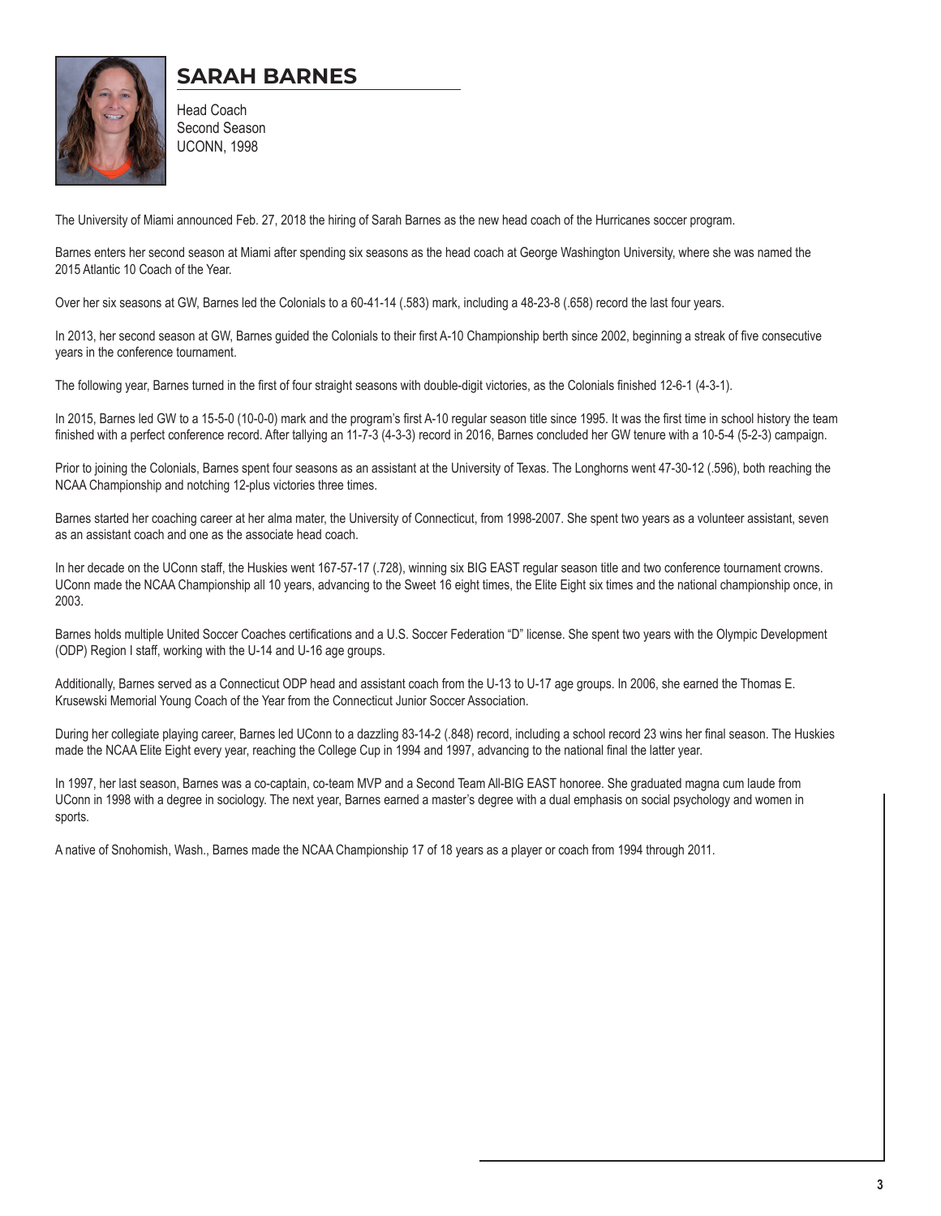## SARAH BARNES

Head Coach
Second Season
UCONN, 1998

The University of Miami announced Feb. 27, 2018 the hiring of Sarah Barnes as the new head coach of the Hurricanes soccer program.

Barnes enters her second season at Miami after spending six seasons as the head coach at George Washington University, where she was named the 2015 Atlantic 10 Coach of the Year.

Over her six seasons at GW, Barnes led the Colonials to a 60-41-14 (.583) mark, including a 48-23-8 (.658) record the last four years.

In 2013, her second season at GW, Barnes guided the Colonials to their first A-10 Championship berth since 2002, beginning a streak of five consecutive years in the conference tournament.

The following year, Barnes turned in the first of four straight seasons with double-digit victories, as the Colonials finished 12-6-1 (4-3-1).

In 2015, Barnes led GW to a 15-5-0 (10-0-0) mark and the program's first A-10 regular season title since 1995. It was the first time in school history the team finished with a perfect conference record. After tallying an 11-7-3 (4-3-3) record in 2016, Barnes concluded her GW tenure with a 10-5-4 (5-2-3) campaign.

Prior to joining the Colonials, Barnes spent four seasons as an assistant at the University of Texas. The Longhorns went 47-30-12 (.596), both reaching the NCAA Championship and notching 12-plus victories three times.

Barnes started her coaching career at her alma mater, the University of Connecticut, from 1998-2007. She spent two years as a volunteer assistant, seven as an assistant coach and one as the associate head coach.

In her decade on the UConn staff, the Huskies went 167-57-17 (.728), winning six BIG EAST regular season title and two conference tournament crowns. UConn made the NCAA Championship all 10 years, advancing to the Sweet 16 eight times, the Elite Eight six times and the national championship once, in 2003.

Barnes holds multiple United Soccer Coaches certifications and a U.S. Soccer Federation "D" license. She spent two years with the Olympic Development (ODP) Region I staff, working with the U-14 and U-16 age groups.

Additionally, Barnes served as a Connecticut ODP head and assistant coach from the U-13 to U-17 age groups. In 2006, she earned the Thomas E. Krusewski Memorial Young Coach of the Year from the Connecticut Junior Soccer Association.

During her collegiate playing career, Barnes led UConn to a dazzling 83-14-2 (.848) record, including a school record 23 wins her final season. The Huskies made the NCAA Elite Eight every year, reaching the College Cup in 1994 and 1997, advancing to the national final the latter year.

In 1997, her last season, Barnes was a co-captain, co-team MVP and a Second Team All-BIG EAST honoree. She graduated magna cum laude from UConn in 1998 with a degree in sociology. The next year, Barnes earned a master's degree with a dual emphasis on social psychology and women in sports.

A native of Snohomish, Wash., Barnes made the NCAA Championship 17 of 18 years as a player or coach from 1994 through 2011.